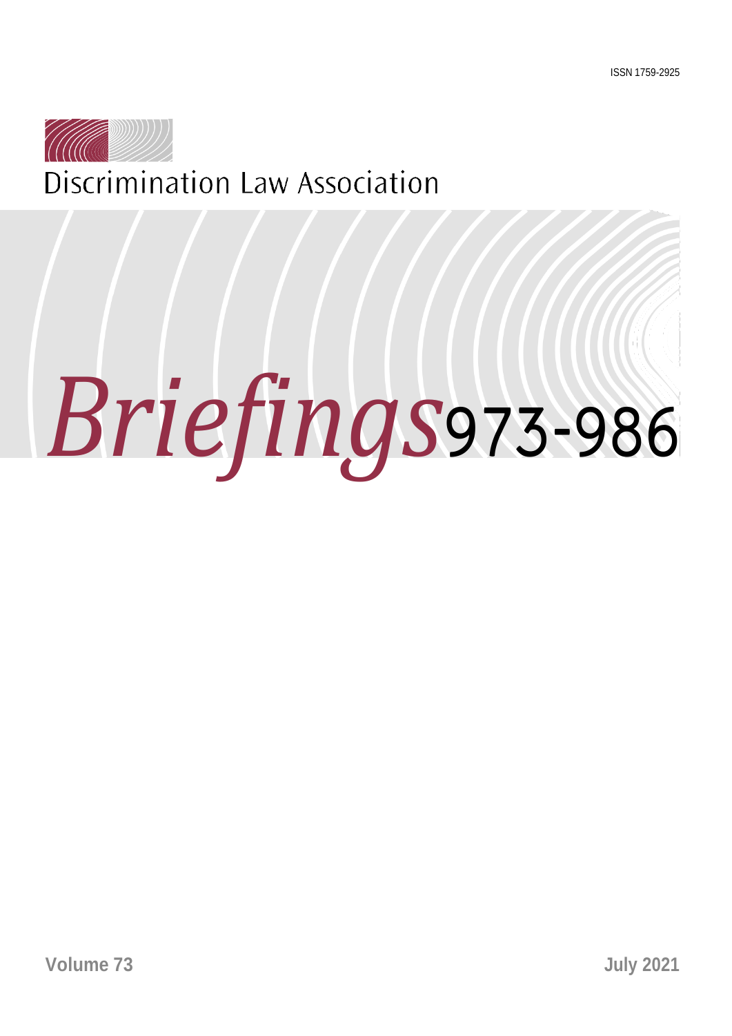ISSN 1759-2925

Discrimination Law Association

# *Briefings* 973-986

**Volume 73** **July 2021**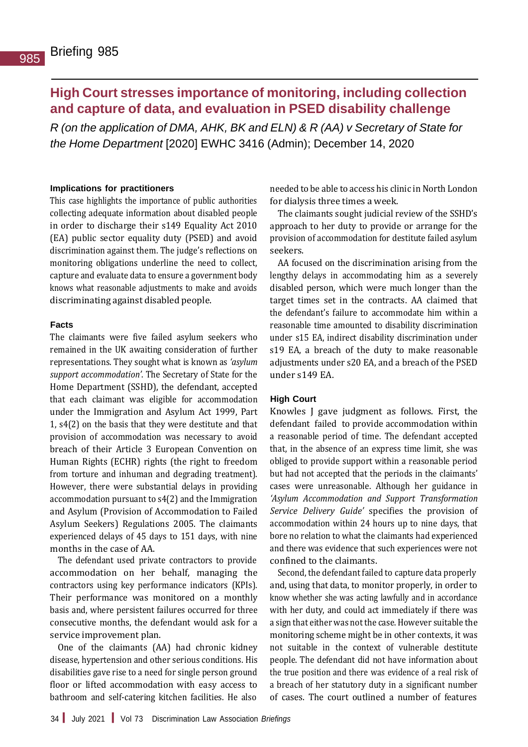# Briefing 985

## High Court stresses importance of monitoring, including collection and capture of data, and evaluation in PSED disability challenge

*R (on the application of DMA, AHK, BK and ELN) & R (AA) v Secretary of State for the Home Department* [2020] EWHC 3416 (Admin); December 14, 2020

### Implications for practitioners

This case highlights the importance of public authorities collecting adequate information about disabled people in order to discharge their s149 Equality Act 2010 (EA) public sector equality duty (PSED) and avoid discrimination against them. The judge's reflections on monitoring obligations underline the need to collect, capture and evaluate data to ensure a government body knows what reasonable adjustments to make and avoids discriminating against disabled people.

### Facts

The claimants were five failed asylum seekers who remained in the UK awaiting consideration of further representations. They sought what is known as *'asylum support accommodation'*. The Secretary of State for the Home Department (SSHD), the defendant, accepted that each claimant was eligible for accommodation under the Immigration and Asylum Act 1999, Part 1, s4(2) on the basis that they were destitute and that provision of accommodation was necessary to avoid breach of their Article 3 European Convention on Human Rights (ECHR) rights (the right to freedom from torture and inhuman and degrading treatment). However, there were substantial delays in providing accommodation pursuant to s4(2) and the Immigration and Asylum (Provision of Accommodation to Failed Asylum Seekers) Regulations 2005. The claimants experienced delays of 45 days to 151 days, with nine months in the case of AA.

The defendant used private contractors to provide accommodation on her behalf, managing the contractors using key performance indicators (KPIs). Their performance was monitored on a monthly basis and, where persistent failures occurred for three consecutive months, the defendant would ask for a service improvement plan.

One of the claimants (AA) had chronic kidney disease, hypertension and other serious conditions. His disabilities gave rise to a need for single person ground floor or lifted accommodation with easy access to bathroom and self-catering kitchen facilities. He also needed to be able to access his clinic in North London for dialysis three times a week.

The claimants sought judicial review of the SSHD's approach to her duty to provide or arrange for the provision of accommodation for destitute failed asylum seekers.

AA focused on the discrimination arising from the lengthy delays in accommodating him as a severely disabled person, which were much longer than the target times set in the contracts. AA claimed that the defendant's failure to accommodate him within a reasonable time amounted to disability discrimination under s15 EA, indirect disability discrimination under s19 EA, a breach of the duty to make reasonable adjustments under s20 EA, and a breach of the PSED under s149 EA.

### High Court

Knowles J gave judgment as follows. First, the defendant failed to provide accommodation within a reasonable period of time. The defendant accepted that, in the absence of an express time limit, she was obliged to provide support within a reasonable period but had not accepted that the periods in the claimants' cases were unreasonable. Although her guidance in *'Asylum Accommodation and Support Transformation Service Delivery Guide'* specifies the provision of accommodation within 24 hours up to nine days, that bore no relation to what the claimants had experienced and there was evidence that such experiences were not confined to the claimants.

Second, the defendant failed to capture data properly and, using that data, to monitor properly, in order to know whether she was acting lawfully and in accordance with her duty, and could act immediately if there was a sign that either was not the case. However suitable the monitoring scheme might be in other contexts, it was not suitable in the context of vulnerable destitute people. The defendant did not have information about the true position and there was evidence of a real risk of a breach of her statutory duty in a significant number of cases. The court outlined a number of features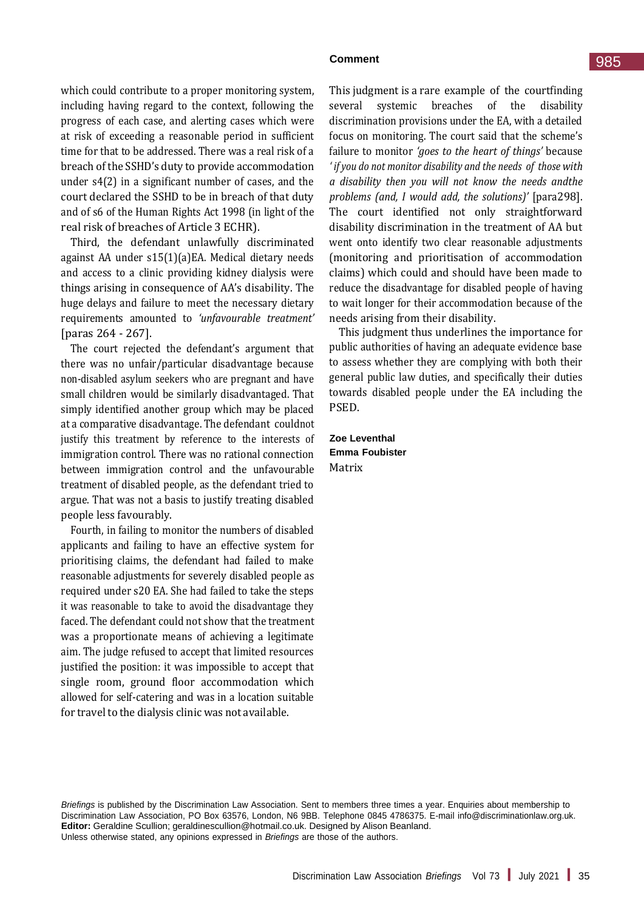which could contribute to a proper monitoring system, including having regard to the context, following the progress of each case, and alerting cases which were at risk of exceeding a reasonable period in sufficient time for that to be addressed. There was a real risk of a breach of the SSHD's duty to provide accommodation under s4(2) in a significant number of cases, and the court declared the SSHD to be in breach of that duty and of s6 of the Human Rights Act 1998 (in light of the real risk of breaches of Article 3 ECHR).

Third, the defendant unlawfully discriminated against AA under s15(1)(a)EA. Medical dietary needs and access to a clinic providing kidney dialysis were things arising in consequence of AA's disability. The huge delays and failure to meet the necessary dietary requirements amounted to *'unfavourable treatment'* [paras 264 - 267].

The court rejected the defendant's argument that there was no unfair/particular disadvantage because non-disabled asylum seekers who are pregnant and have small children would be similarly disadvantaged. That simply identified another group which may be placed at a comparative disadvantage. The defendant couldnot justify this treatment by reference to the interests of immigration control. There was no rational connection between immigration control and the unfavourable treatment of disabled people, as the defendant tried to argue. That was not a basis to justify treating disabled people less favourably.

Fourth, in failing to monitor the numbers of disabled applicants and failing to have an effective system for prioritising claims, the defendant had failed to make reasonable adjustments for severely disabled people as required under s20 EA. She had failed to take the steps it was reasonable to take to avoid the disadvantage they faced. The defendant could not show that the treatment was a proportionate means of achieving a legitimate aim. The judge refused to accept that limited resources justified the position: it was impossible to accept that single room, ground floor accommodation which allowed for self-catering and was in a location suitable for travel to the dialysis clinic was not available.

This judgment is a rare example of the courtfinding several systemic breaches of the disability discrimination provisions under the EA, with a detailed focus on monitoring. The court said that the scheme's failure to monitor *'goes to the heart of things'* because *'if you do not monitor disability and the needs of those with a disability then you will not know the needs andthe problems (and, I would add, the solutions)'* [para298]. The court identified not only straightforward disability discrimination in the treatment of AA but went onto identify two clear reasonable adjustments (monitoring and prioritisation of accommodation claims) which could and should have been made to reduce the disadvantage for disabled people of having to wait longer for their accommodation because of the needs arising from their disability.

This judgment thus underlines the importance for public authorities of having an adequate evidence base to assess whether they are complying with both their general public law duties, and specifically their duties towards disabled people under the EA including the PSED.

**Zoe Leventhal**
**Emma Foubister**
Matrix

*Briefings* is published by the Discrimination Law Association. Sent to members three times a year. Enquiries about membership to Discrimination Law Association, PO Box 63576, London, N6 9BB. Telephone 0845 4786375. E-mail info@discriminationlaw.org.uk.
**Editor:** Geraldine Scullion; geraldinescullion@hotmail.co.uk. Designed by Alison Beanland.
Unless otherwise stated, any opinions expressed in *Briefings* are those of the authors.